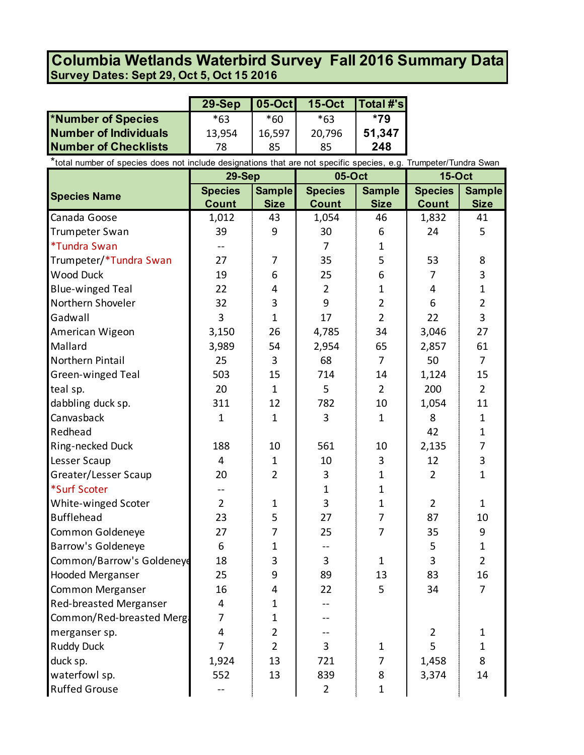# Columbia Wetlands Waterbird Survey Fall 2016 Summary Data

**Survey Dates: Sept 29, Oct 5, Oct 15 2016**

| | 29-Sep | 05-Oct | 15-Oct | Total #'s |
|---|---|---|---|---|
| ***Number of Species** | *63 | *60 | *63 | ***79** |
| **Number of Individuals** | 13,954 | 16,597 | 20,796 | **51,347** |
| **Number of Checklists** | 78 | 85 | 85 | **248** |

*total number of species does not include designations that are not specific species, e.g. Trumpeter/Tundra Swan

| Species Name | 29-Sep | | 05-Oct | | 15-Oct | |
|---|---|---|---|---|---|---|
| | Species Count | Sample Size | Species Count | Sample Size | Species Count | Sample Size |
| Canada Goose | 1,012 | 43 | 1,054 | 46 | 1,832 | 41 |
| Trumpeter Swan | 39 | 9 | 30 | 6 | 24 | 5 |
| *Tundra Swan | -- | | 7 | 1 | | |
| Trumpeter/*Tundra Swan | 27 | 7 | 35 | 5 | 53 | 8 |
| Wood Duck | 19 | 6 | 25 | 6 | 7 | 3 |
| Blue-winged Teal | 22 | 4 | 2 | 1 | 4 | 1 |
| Northern Shoveler | 32 | 3 | 9 | 2 | 6 | 2 |
| Gadwall | 3 | 1 | 17 | 2 | 22 | 3 |
| American Wigeon | 3,150 | 26 | 4,785 | 34 | 3,046 | 27 |
| Mallard | 3,989 | 54 | 2,954 | 65 | 2,857 | 61 |
| Northern Pintail | 25 | 3 | 68 | 7 | 50 | 7 |
| Green-winged Teal | 503 | 15 | 714 | 14 | 1,124 | 15 |
| teal sp. | 20 | 1 | 5 | 2 | 200 | 2 |
| dabbling duck sp. | 311 | 12 | 782 | 10 | 1,054 | 11 |
| Canvasback | 1 | 1 | 3 | 1 | 8 | 1 |
| Redhead | | | | | 42 | 1 |
| Ring-necked Duck | 188 | 10 | 561 | 10 | 2,135 | 7 |
| Lesser Scaup | 4 | 1 | 10 | 3 | 12 | 3 |
| Greater/Lesser Scaup | 20 | 2 | 3 | 1 | 2 | 1 |
| *Surf Scoter | -- | | 1 | 1 | | |
| White-winged Scoter | 2 | 1 | 3 | 1 | 2 | 1 |
| Bufflehead | 23 | 5 | 27 | 7 | 87 | 10 |
| Common Goldeneye | 27 | 7 | 25 | 7 | 35 | 9 |
| Barrow's Goldeneye | 6 | 1 | -- | | 5 | 1 |
| Common/Barrow's Goldeneye | 18 | 3 | 3 | 1 | 3 | 2 |
| Hooded Merganser | 25 | 9 | 89 | 13 | 83 | 16 |
| Common Merganser | 16 | 4 | 22 | 5 | 34 | 7 |
| Red-breasted Merganser | 4 | 1 | -- | | | |
| Common/Red-breasted Merg | 7 | 1 | -- | | | |
| merganser sp. | 4 | 2 | -- | | 2 | 1 |
| Ruddy Duck | 7 | 2 | 3 | 1 | 5 | 1 |
| duck sp. | 1,924 | 13 | 721 | 7 | 1,458 | 8 |
| waterfowl sp. | 552 | 13 | 839 | 8 | 3,374 | 14 |
| Ruffed Grouse | -- | | 2 | 1 | | |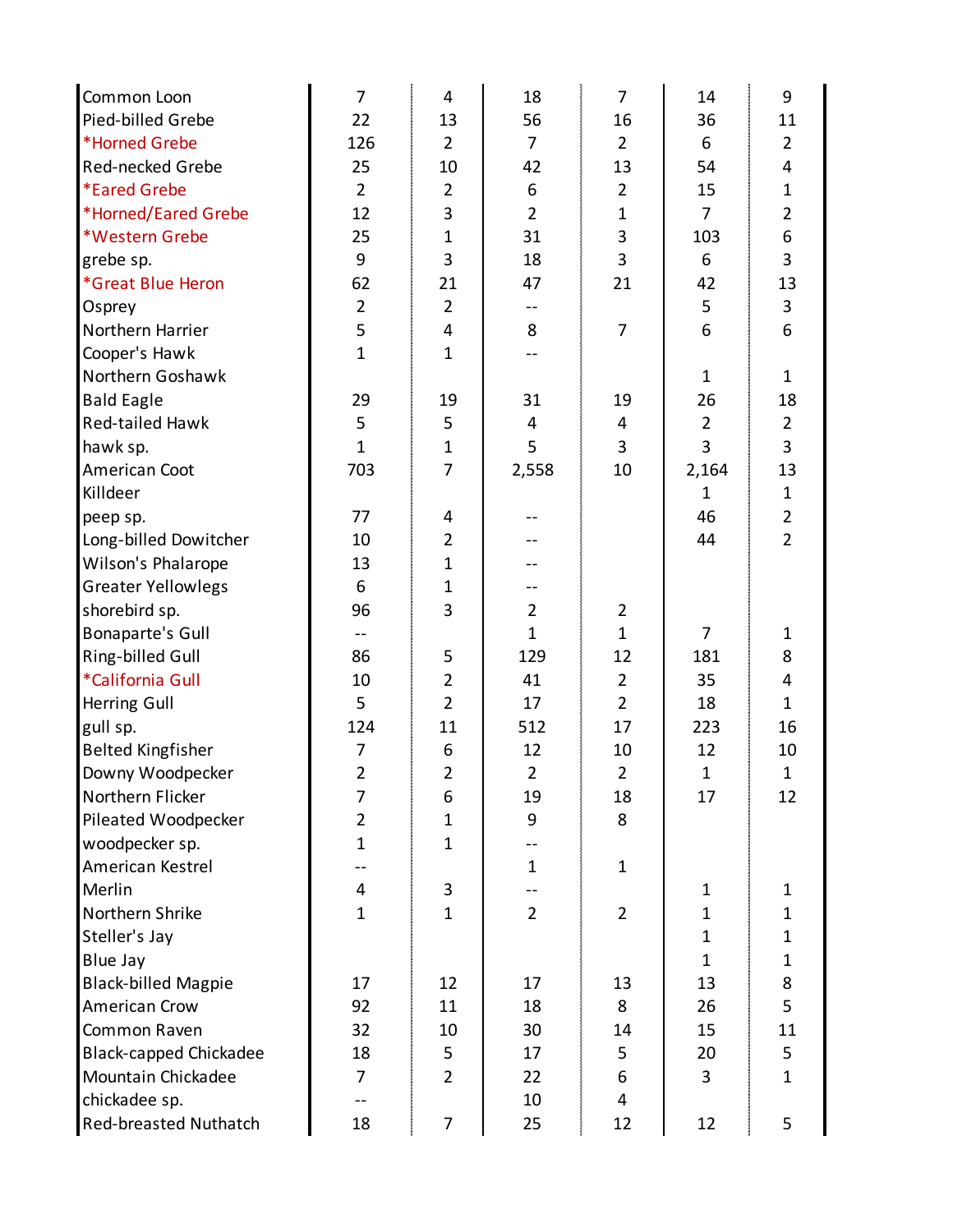| | | | | | | |
|---|---|---|---|---|---|---|
| Common Loon | 7 | 4 | 18 | 7 | 14 | 9 |
| Pied-billed Grebe | 22 | 13 | 56 | 16 | 36 | 11 |
| *Horned Grebe | 126 | 2 | 7 | 2 | 6 | 2 |
| Red-necked Grebe | 25 | 10 | 42 | 13 | 54 | 4 |
| *Eared Grebe | 2 | 2 | 6 | 2 | 15 | 1 |
| *Horned/Eared Grebe | 12 | 3 | 2 | 1 | 7 | 2 |
| *Western Grebe | 25 | 1 | 31 | 3 | 103 | 6 |
| grebe sp. | 9 | 3 | 18 | 3 | 6 | 3 |
| *Great Blue Heron | 62 | 21 | 47 | 21 | 42 | 13 |
| Osprey | 2 | 2 | -- | | 5 | 3 |
| Northern Harrier | 5 | 4 | 8 | 7 | 6 | 6 |
| Cooper's Hawk | 1 | 1 | -- | | | |
| Northern Goshawk | | | | | 1 | 1 |
| Bald Eagle | 29 | 19 | 31 | 19 | 26 | 18 |
| Red-tailed Hawk | 5 | 5 | 4 | 4 | 2 | 2 |
| hawk sp. | 1 | 1 | 5 | 3 | 3 | 3 |
| American Coot | 703 | 7 | 2,558 | 10 | 2,164 | 13 |
| Killdeer | | | | | 1 | 1 |
| peep sp. | 77 | 4 | -- | | 46 | 2 |
| Long-billed Dowitcher | 10 | 2 | -- | | 44 | 2 |
| Wilson's Phalarope | 13 | 1 | -- | | | |
| Greater Yellowlegs | 6 | 1 | -- | | | |
| shorebird sp. | 96 | 3 | 2 | 2 | | |
| Bonaparte's Gull | -- | | 1 | 1 | 7 | 1 |
| Ring-billed Gull | 86 | 5 | 129 | 12 | 181 | 8 |
| *California Gull | 10 | 2 | 41 | 2 | 35 | 4 |
| Herring Gull | 5 | 2 | 17 | 2 | 18 | 1 |
| gull sp. | 124 | 11 | 512 | 17 | 223 | 16 |
| Belted Kingfisher | 7 | 6 | 12 | 10 | 12 | 10 |
| Downy Woodpecker | 2 | 2 | 2 | 2 | 1 | 1 |
| Northern Flicker | 7 | 6 | 19 | 18 | 17 | 12 |
| Pileated Woodpecker | 2 | 1 | 9 | 8 | | |
| woodpecker sp. | 1 | 1 | -- | | | |
| American Kestrel | -- | | 1 | 1 | | |
| Merlin | 4 | 3 | -- | | 1 | 1 |
| Northern Shrike | 1 | 1 | 2 | 2 | 1 | 1 |
| Steller's Jay | | | | | 1 | 1 |
| Blue Jay | | | | | 1 | 1 |
| Black-billed Magpie | 17 | 12 | 17 | 13 | 13 | 8 |
| American Crow | 92 | 11 | 18 | 8 | 26 | 5 |
| Common Raven | 32 | 10 | 30 | 14 | 15 | 11 |
| Black-capped Chickadee | 18 | 5 | 17 | 5 | 20 | 5 |
| Mountain Chickadee | 7 | 2 | 22 | 6 | 3 | 1 |
| chickadee sp. | -- | | 10 | 4 | | |
| Red-breasted Nuthatch | 18 | 7 | 25 | 12 | 12 | 5 |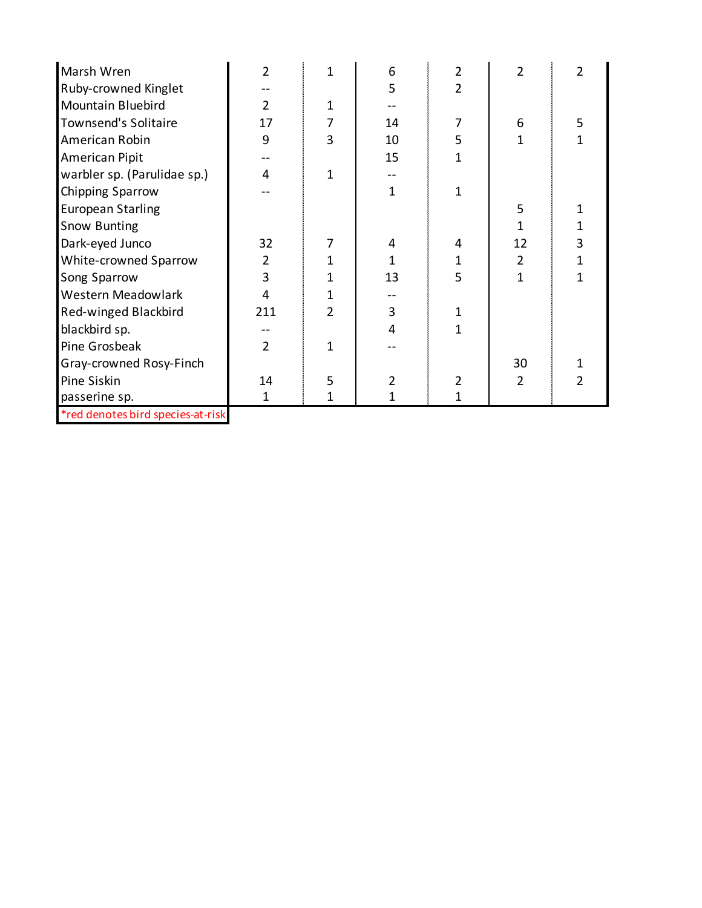| | | | | | | |
|---|---|---|---|---|---|---|
| Marsh Wren | 2 | 1 | 6 | 2 | 2 | 2 |
| Ruby-crowned Kinglet | -- | | 5 | 2 | | |
| Mountain Bluebird | 2 | 1 | -- | | | |
| Townsend's Solitaire | 17 | 7 | 14 | 7 | 6 | 5 |
| American Robin | 9 | 3 | 10 | 5 | 1 | 1 |
| American Pipit | -- | | 15 | 1 | | |
| warbler sp. (Parulidae sp.) | 4 | 1 | -- | | | |
| Chipping Sparrow | -- | | 1 | 1 | | |
| European Starling | | | | | 5 | 1 |
| Snow Bunting | | | | | 1 | 1 |
| Dark-eyed Junco | 32 | 7 | 4 | 4 | 12 | 3 |
| White-crowned Sparrow | 2 | 1 | 1 | 1 | 2 | 1 |
| Song Sparrow | 3 | 1 | 13 | 5 | 1 | 1 |
| Western Meadowlark | 4 | 1 | -- | | | |
| Red-winged Blackbird | 211 | 2 | 3 | 1 | | |
| blackbird sp. | -- | | 4 | 1 | | |
| Pine Grosbeak | 2 | 1 | -- | | | |
| Gray-crowned Rosy-Finch | | | | | 30 | 1 |
| Pine Siskin | 14 | 5 | 2 | 2 | 2 | 2 |
| passerine sp. | 1 | 1 | 1 | 1 | | |

*red denotes bird species-at-risk